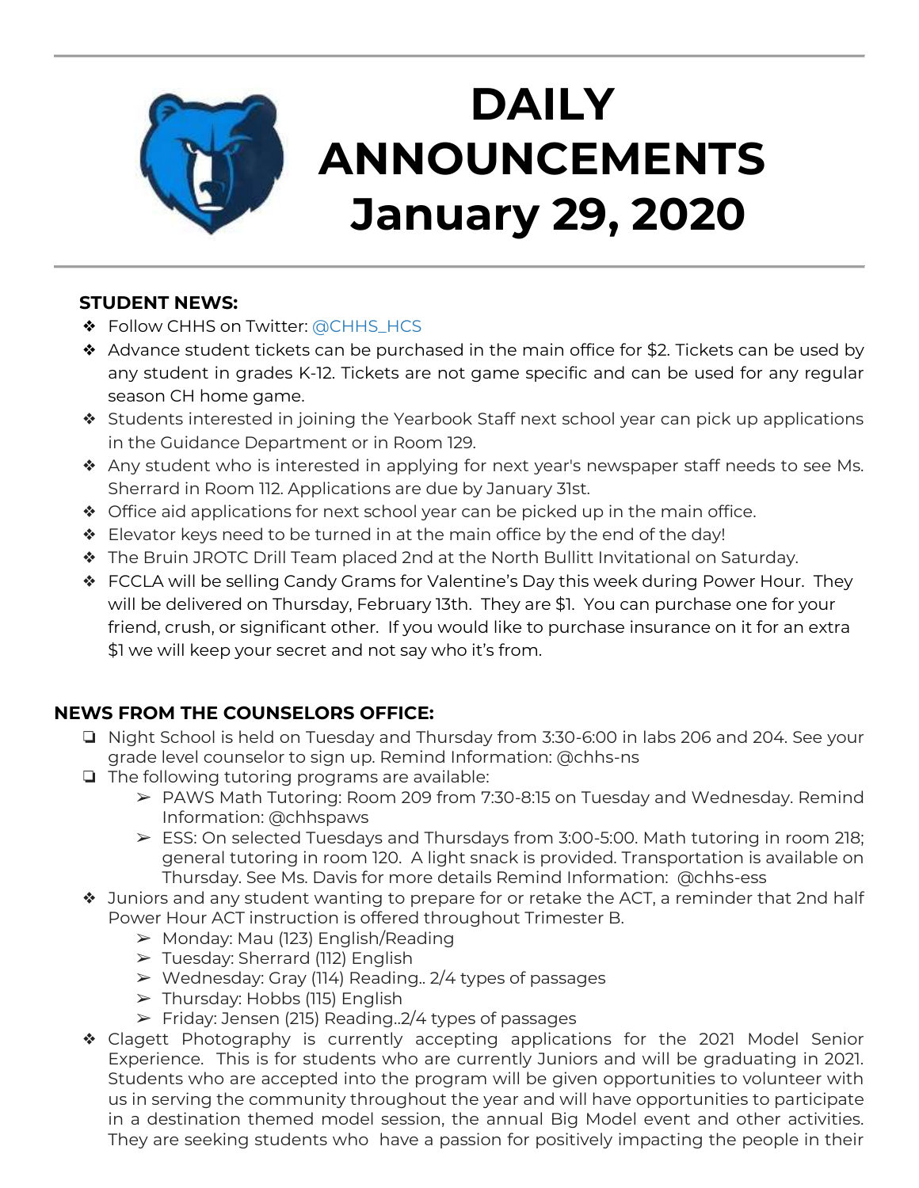# DAILY ANNOUNCEMENTS January 29, 2020

**STUDENT NEWS:**

- Follow CHHS on Twitter: @CHHS_HCS
- Advance student tickets can be purchased in the main office for $2. Tickets can be used by any student in grades K-12. Tickets are not game specific and can be used for any regular season CH home game.
- Students interested in joining the Yearbook Staff next school year can pick up applications in the Guidance Department or in Room 129.
- Any student who is interested in applying for next year's newspaper staff needs to see Ms. Sherrard in Room 112. Applications are due by January 31st.
- Office aid applications for next school year can be picked up in the main office.
- Elevator keys need to be turned in at the main office by the end of the day!
- The Bruin JROTC Drill Team placed 2nd at the North Bullitt Invitational on Saturday.
- FCCLA will be selling Candy Grams for Valentine's Day this week during Power Hour. They will be delivered on Thursday, February 13th. They are $1. You can purchase one for your friend, crush, or significant other. If you would like to purchase insurance on it for an extra $1 we will keep your secret and not say who it's from.

**NEWS FROM THE COUNSELORS OFFICE:**

- Night School is held on Tuesday and Thursday from 3:30-6:00 in labs 206 and 204. See your grade level counselor to sign up. Remind Information: @chhs-ns
- The following tutoring programs are available:
  - PAWS Math Tutoring: Room 209 from 7:30-8:15 on Tuesday and Wednesday. Remind Information: @chhspaws
  - ESS: On selected Tuesdays and Thursdays from 3:00-5:00. Math tutoring in room 218; general tutoring in room 120. A light snack is provided. Transportation is available on Thursday. See Ms. Davis for more details Remind Information: @chhs-ess
- Juniors and any student wanting to prepare for or retake the ACT, a reminder that 2nd half Power Hour ACT instruction is offered throughout Trimester B.
  - Monday: Mau (123) English/Reading
  - Tuesday: Sherrard (112) English
  - Wednesday: Gray (114) Reading.. 2/4 types of passages
  - Thursday: Hobbs (115) English
  - Friday: Jensen (215) Reading..2/4 types of passages
- Clagett Photography is currently accepting applications for the 2021 Model Senior Experience. This is for students who are currently Juniors and will be graduating in 2021. Students who are accepted into the program will be given opportunities to volunteer with us in serving the community throughout the year and will have opportunities to participate in a destination themed model session, the annual Big Model event and other activities. They are seeking students who have a passion for positively impacting the people in their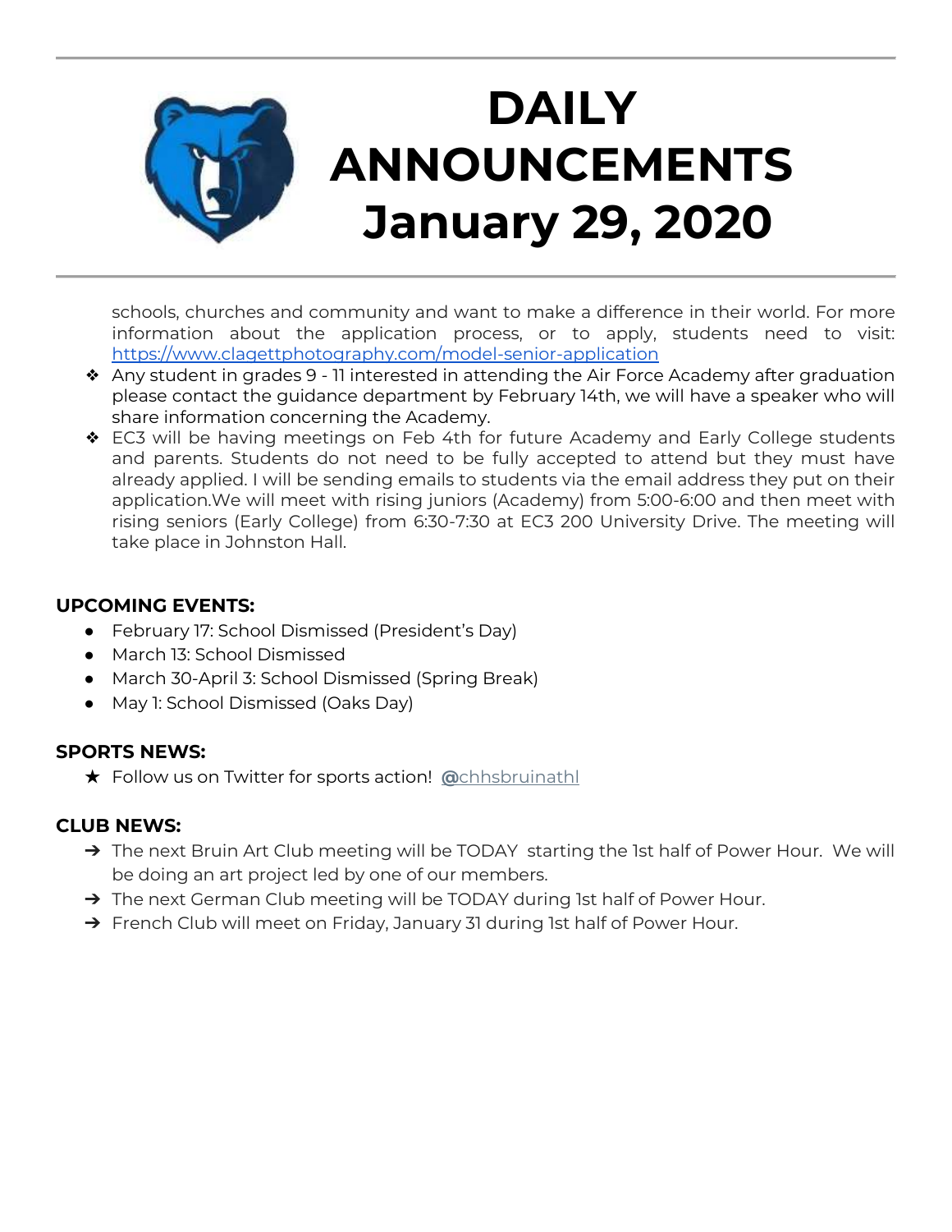# DAILY ANNOUNCEMENTS January 29, 2020

schools, churches and community and want to make a difference in their world. For more information about the application process, or to apply, students need to visit: https://www.clagettphotography.com/model-senior-application

- Any student in grades 9 - 11 interested in attending the Air Force Academy after graduation please contact the guidance department by February 14th, we will have a speaker who will share information concerning the Academy.
- EC3 will be having meetings on Feb 4th for future Academy and Early College students and parents. Students do not need to be fully accepted to attend but they must have already applied. I will be sending emails to students via the email address they put on their application.We will meet with rising juniors (Academy) from 5:00-6:00 and then meet with rising seniors (Early College) from 6:30-7:30 at EC3 200 University Drive. The meeting will take place in Johnston Hall.

### UPCOMING EVENTS:

- February 17: School Dismissed (President's Day)
- March 13: School Dismissed
- March 30-April 3: School Dismissed (Spring Break)
- May 1: School Dismissed (Oaks Day)

### SPORTS NEWS:

- Follow us on Twitter for sports action! @chhsbruinathl

### CLUB NEWS:

- The next Bruin Art Club meeting will be TODAY starting the 1st half of Power Hour. We will be doing an art project led by one of our members.
- The next German Club meeting will be TODAY during 1st half of Power Hour.
- French Club will meet on Friday, January 31 during 1st half of Power Hour.